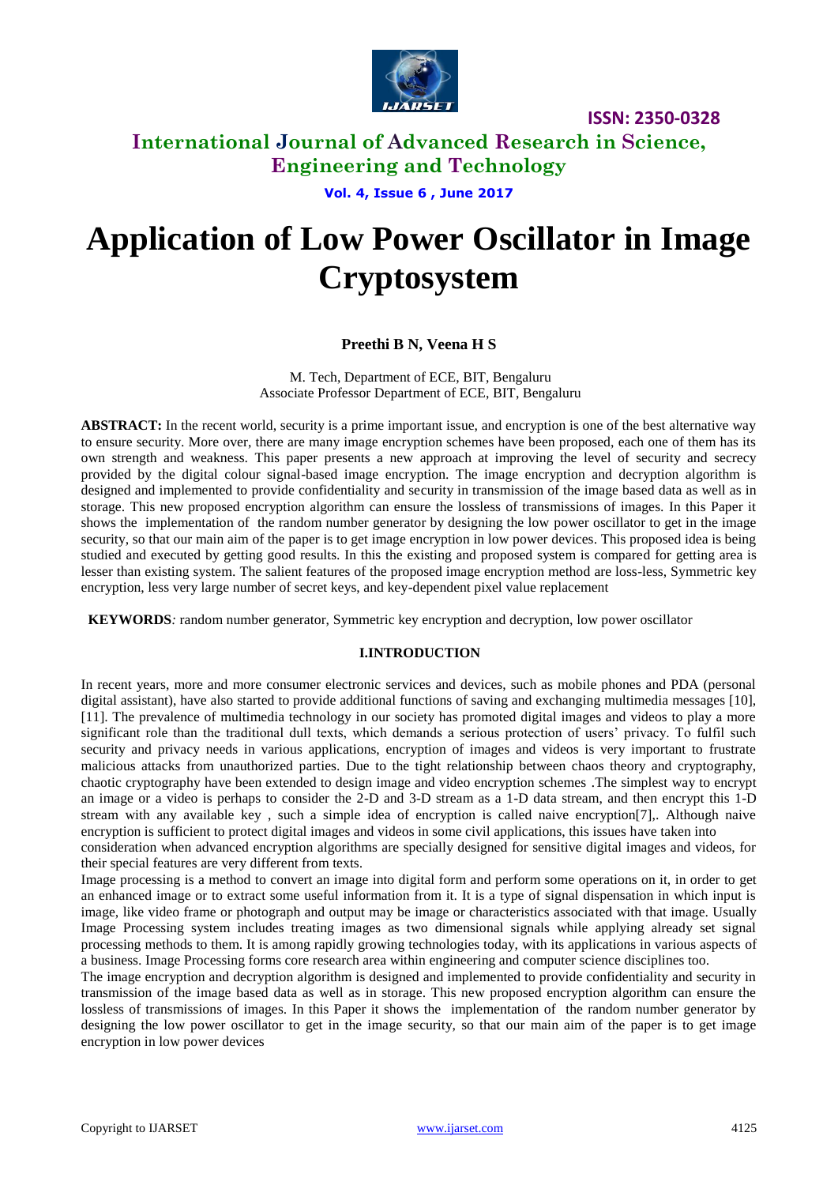# Application of Low Power Oscillator in Image Cryptosystem

**Preethi B N, Veena H S**

M. Tech, Department of ECE, BIT, Bengaluru
Associate Professor Department of ECE, BIT, Bengaluru

**ABSTRACT:** In the recent world, security is a prime important issue, and encryption is one of the best alternative way to ensure security. More over, there are many image encryption schemes have been proposed, each one of them has its own strength and weakness. This paper presents a new approach at improving the level of security and secrecy provided by the digital colour signal-based image encryption. The image encryption and decryption algorithm is designed and implemented to provide confidentiality and security in transmission of the image based data as well as in storage. This new proposed encryption algorithm can ensure the lossless of transmissions of images. In this Paper it shows the implementation of the random number generator by designing the low power oscillator to get in the image security, so that our main aim of the paper is to get image encryption in low power devices. This proposed idea is being studied and executed by getting good results. In this the existing and proposed system is compared for getting area is lesser than existing system. The salient features of the proposed image encryption method are loss-less, Symmetric key encryption, less very large number of secret keys, and key-dependent pixel value replacement

**KEYWORDS***:* random number generator, Symmetric key encryption and decryption, low power oscillator

## I.INTRODUCTION

In recent years, more and more consumer electronic services and devices, such as mobile phones and PDA (personal digital assistant), have also started to provide additional functions of saving and exchanging multimedia messages [10], [11]. The prevalence of multimedia technology in our society has promoted digital images and videos to play a more significant role than the traditional dull texts, which demands a serious protection of users' privacy. To fulfil such security and privacy needs in various applications, encryption of images and videos is very important to frustrate malicious attacks from unauthorized parties. Due to the tight relationship between chaos theory and cryptography, chaotic cryptography have been extended to design image and video encryption schemes .The simplest way to encrypt an image or a video is perhaps to consider the 2-D and 3-D stream as a 1-D data stream, and then encrypt this 1-D stream with any available key , such a simple idea of encryption is called naive encryption[7],. Although naive encryption is sufficient to protect digital images and videos in some civil applications, this issues have taken into consideration when advanced encryption algorithms are specially designed for sensitive digital images and videos, for their special features are very different from texts.

Image processing is a method to convert an image into digital form and perform some operations on it, in order to get an enhanced image or to extract some useful information from it. It is a type of signal dispensation in which input is image, like video frame or photograph and output may be image or characteristics associated with that image. Usually Image Processing system includes treating images as two dimensional signals while applying already set signal processing methods to them. It is among rapidly growing technologies today, with its applications in various aspects of a business. Image Processing forms core research area within engineering and computer science disciplines too.

The image encryption and decryption algorithm is designed and implemented to provide confidentiality and security in transmission of the image based data as well as in storage. This new proposed encryption algorithm can ensure the lossless of transmissions of images. In this Paper it shows the implementation of the random number generator by designing the low power oscillator to get in the image security, so that our main aim of the paper is to get image encryption in low power devices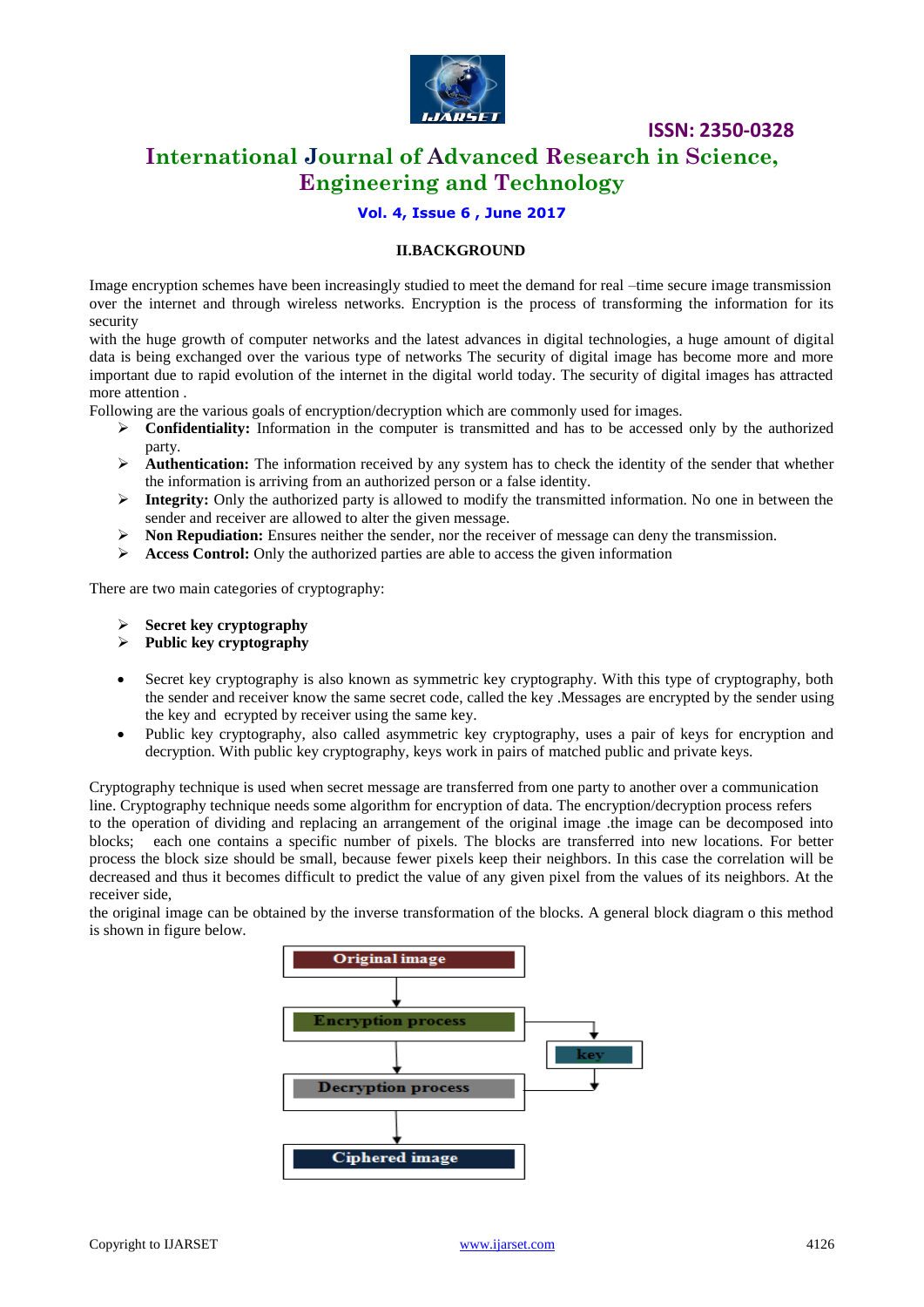## II.BACKGROUND

Image encryption schemes have been increasingly studied to meet the demand for real –time secure image transmission over the internet and through wireless networks. Encryption is the process of transforming the information for its security

with the huge growth of computer networks and the latest advances in digital technologies, a huge amount of digital data is being exchanged over the various type of networks The security of digital image has become more and more important due to rapid evolution of the internet in the digital world today. The security of digital images has attracted more attention .

Following are the various goals of encryption/decryption which are commonly used for images.

- **Confidentiality:** Information in the computer is transmitted and has to be accessed only by the authorized party.
- **Authentication:** The information received by any system has to check the identity of the sender that whether the information is arriving from an authorized person or a false identity.
- **Integrity:** Only the authorized party is allowed to modify the transmitted information. No one in between the sender and receiver are allowed to alter the given message.
- **Non Repudiation:** Ensures neither the sender, nor the receiver of message can deny the transmission.
- **Access Control:** Only the authorized parties are able to access the given information

There are two main categories of cryptography:

- **Secret key cryptography**
- **Public key cryptography**

- Secret key cryptography is also known as symmetric key cryptography. With this type of cryptography, both the sender and receiver know the same secret code, called the key .Messages are encrypted by the sender using the key and ecrypted by receiver using the same key.
- Public key cryptography, also called asymmetric key cryptography, uses a pair of keys for encryption and decryption. With public key cryptography, keys work in pairs of matched public and private keys.

Cryptography technique is used when secret message are transferred from one party to another over a communication line. Cryptography technique needs some algorithm for encryption of data. The encryption/decryption process refers to the operation of dividing and replacing an arrangement of the original image .the image can be decomposed into blocks; each one contains a specific number of pixels. The blocks are transferred into new locations. For better process the block size should be small, because fewer pixels keep their neighbors. In this case the correlation will be decreased and thus it becomes difficult to predict the value of any given pixel from the values of its neighbors. At the receiver side,

the original image can be obtained by the inverse transformation of the blocks. A general block diagram o this method is shown in figure below.

Original image → Encryption process → Decryption process → Ciphered image

key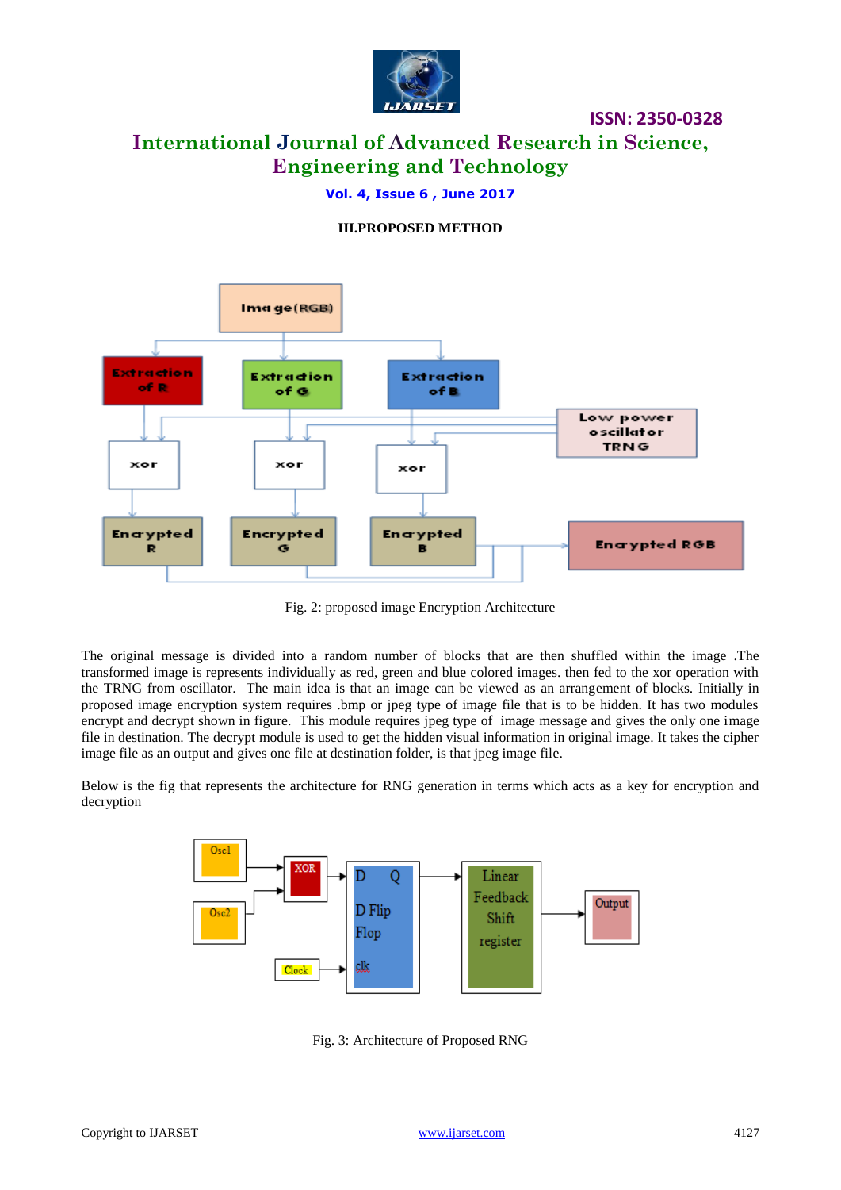## III.PROPOSED METHOD

Fig. 2: proposed image Encryption Architecture

The original message is divided into a random number of blocks that are then shuffled within the image .The transformed image is represents individually as red, green and blue colored images. then fed to the xor operation with the TRNG from oscillator. The main idea is that an image can be viewed as an arrangement of blocks. Initially in proposed image encryption system requires .bmp or jpeg type of image file that is to be hidden. It has two modules encrypt and decrypt shown in figure. This module requires jpeg type of image message and gives the only one image file in destination. The decrypt module is used to get the hidden visual information in original image. It takes the cipher image file as an output and gives one file at destination folder, is that jpeg image file.

Below is the fig that represents the architecture for RNG generation in terms which acts as a key for encryption and decryption

Fig. 3: Architecture of Proposed RNG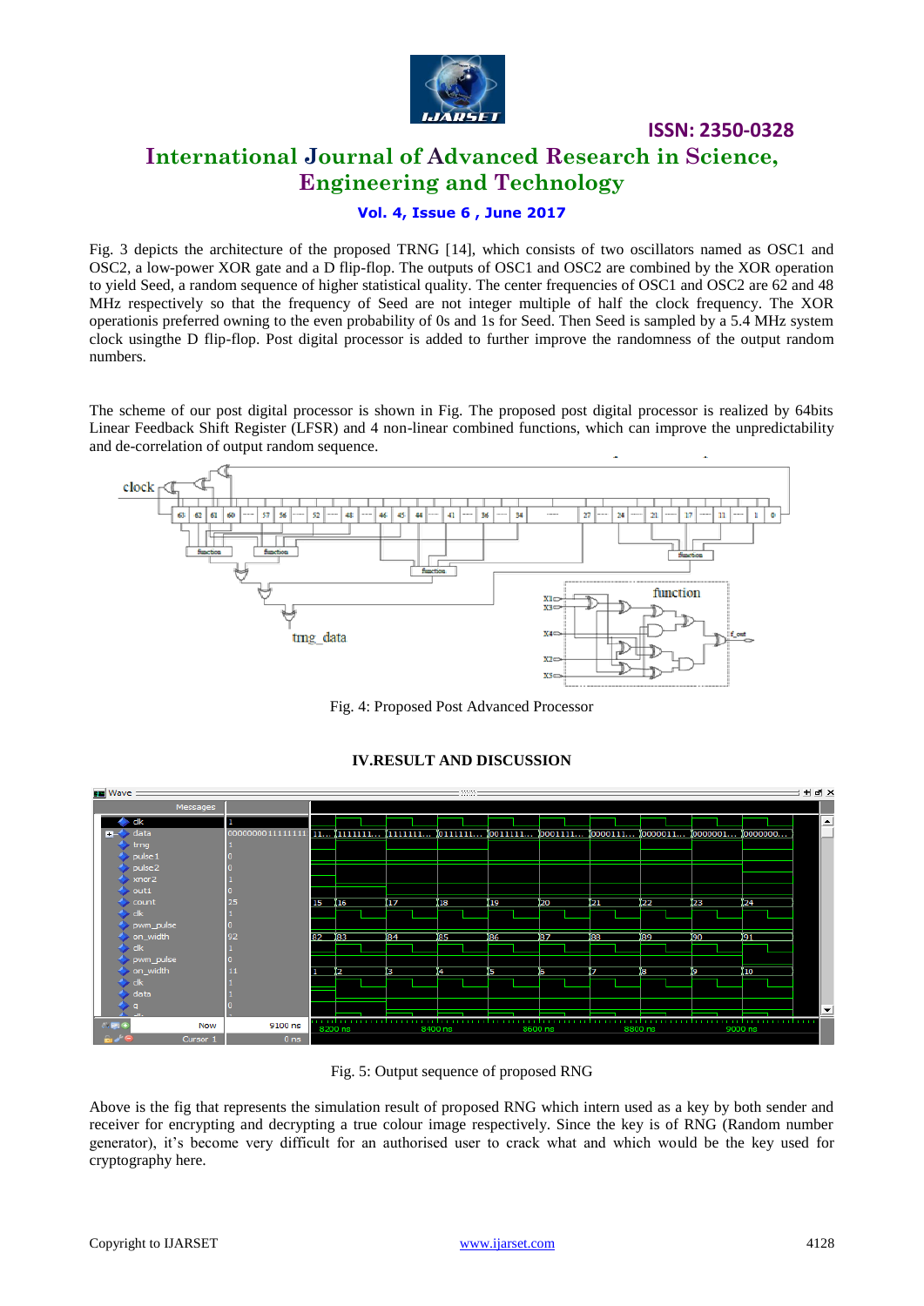Fig. 3 depicts the architecture of the proposed TRNG [14], which consists of two oscillators named as OSC1 and OSC2, a low-power XOR gate and a D flip-flop. The outputs of OSC1 and OSC2 are combined by the XOR operation to yield Seed, a random sequence of higher statistical quality. The center frequencies of OSC1 and OSC2 are 62 and 48 MHz respectively so that the frequency of Seed are not integer multiple of half the clock frequency. The XOR operationis preferred owning to the even probability of 0s and 1s for Seed. Then Seed is sampled by a 5.4 MHz system clock usingthe D flip-flop. Post digital processor is added to further improve the randomness of the output random numbers.

The scheme of our post digital processor is shown in Fig. The proposed post digital processor is realized by 64bits Linear Feedback Shift Register (LFSR) and 4 non-linear combined functions, which can improve the unpredictability and de-correlation of output random sequence.

Fig. 4: Proposed Post Advanced Processor

## IV.RESULT AND DISCUSSION

Fig. 5: Output sequence of proposed RNG

Above is the fig that represents the simulation result of proposed RNG which intern used as a key by both sender and receiver for encrypting and decrypting a true colour image respectively. Since the key is of RNG (Random number generator), it's become very difficult for an authorised user to crack what and which would be the key used for cryptography here.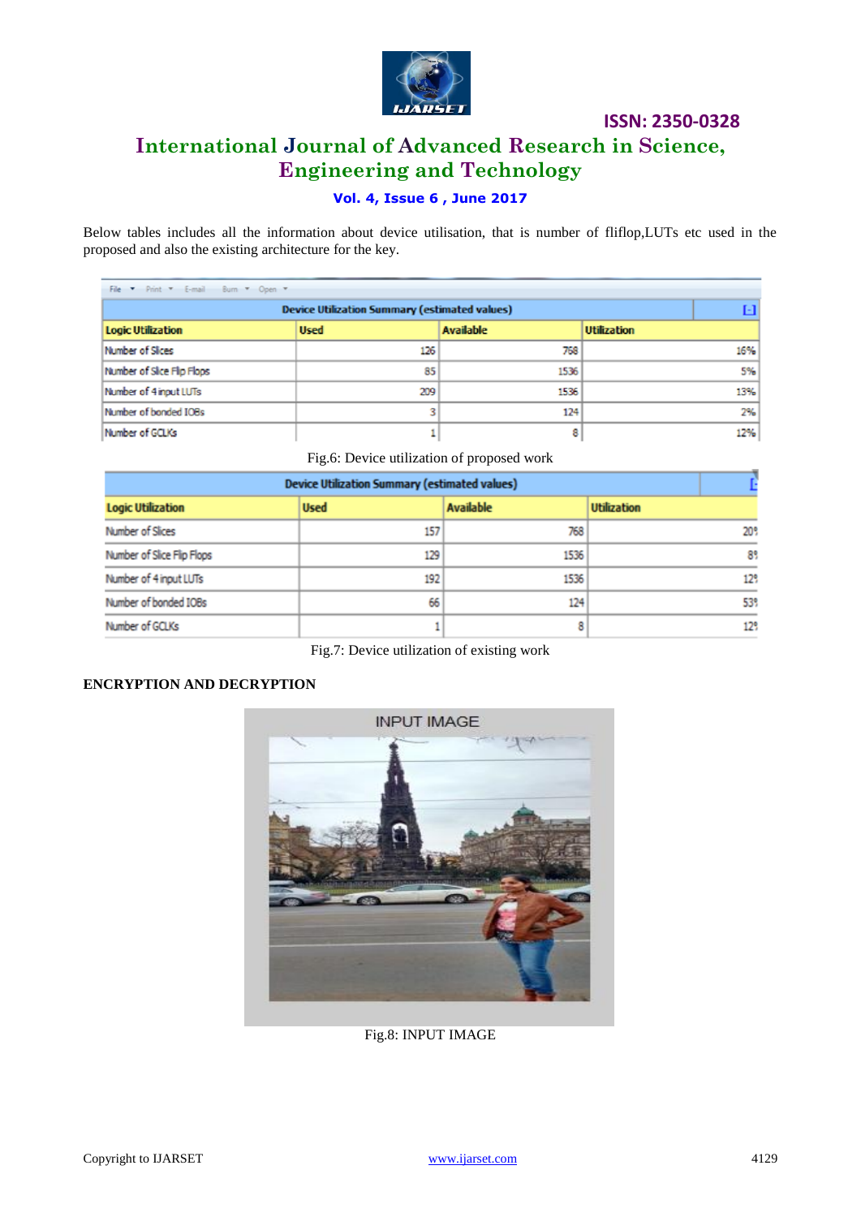Below tables includes all the information about device utilisation, that is number of fliflop,LUTs etc used in the proposed and also the existing architecture for the key.

| Device Utilization Summary (estimated values) | | | |
|---|---|---|---|
| Logic Utilization | Used | Available | Utilization |
| Number of Slices | 126 | 768 | 16% |
| Number of Slice Flip Flops | 85 | 1536 | 5% |
| Number of 4 input LUTs | 209 | 1536 | 13% |
| Number of bonded IOBs | 3 | 124 | 2% |
| Number of GCLKs | 1 | 8 | 12% |

Fig.6: Device utilization of proposed work

| Device Utilization Summary (estimated values) | | | |
|---|---|---|---|
| Logic Utilization | Used | Available | Utilization |
| Number of Slices | 157 | 768 | 20% |
| Number of Slice Flip Flops | 129 | 1536 | 8% |
| Number of 4 input LUTs | 192 | 1536 | 12% |
| Number of bonded IOBs | 66 | 124 | 53% |
| Number of GCLKs | 1 | 8 | 12% |

Fig.7: Device utilization of existing work

**ENCRYPTION AND DECRYPTION**

INPUT IMAGE

Fig.8: INPUT IMAGE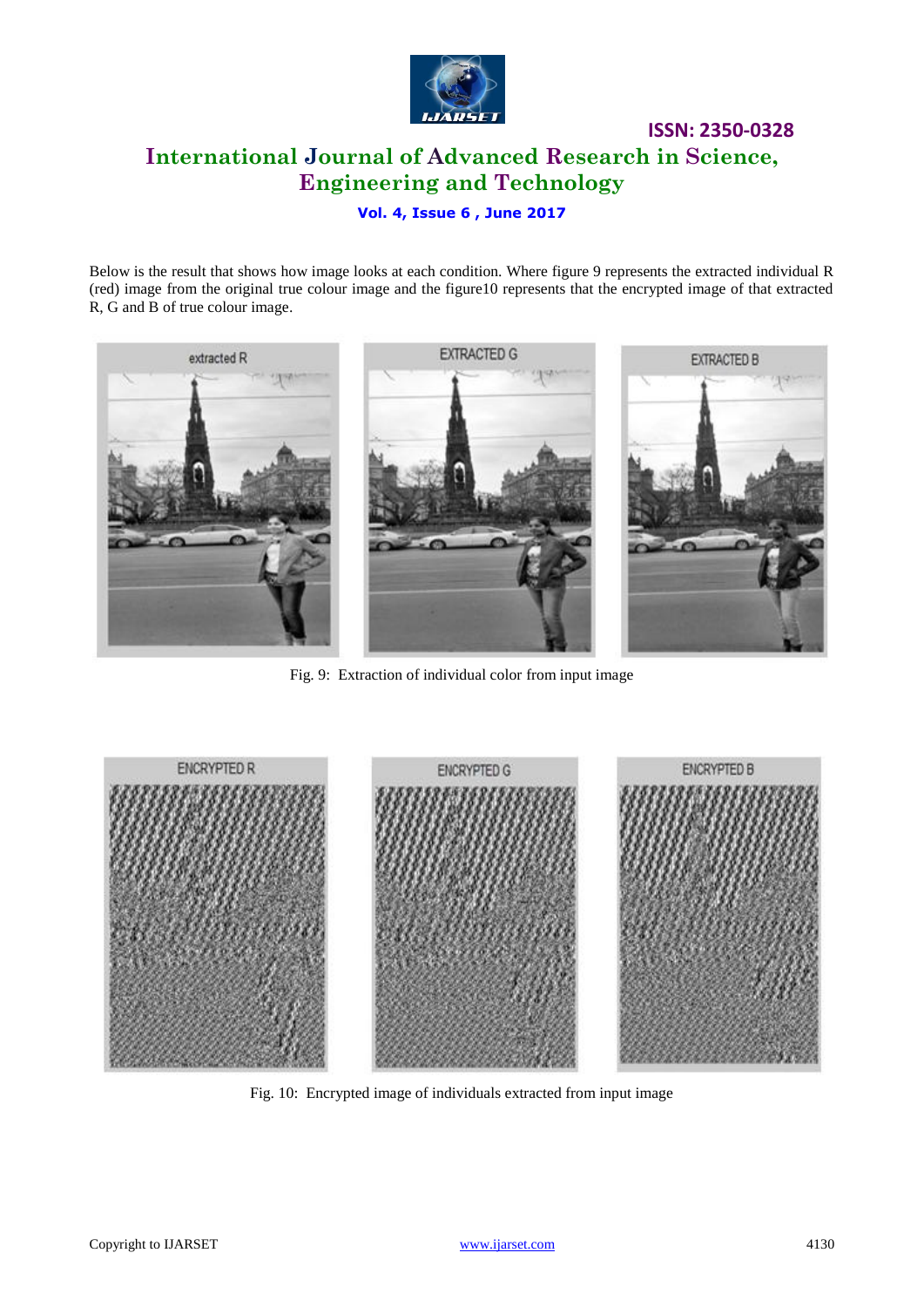Below is the result that shows how image looks at each condition. Where figure 9 represents the extracted individual R (red) image from the original true colour image and the figure10 represents that the encrypted image of that extracted R, G and B of true colour image.

Fig. 9: Extraction of individual color from input image

Fig. 10: Encrypted image of individuals extracted from input image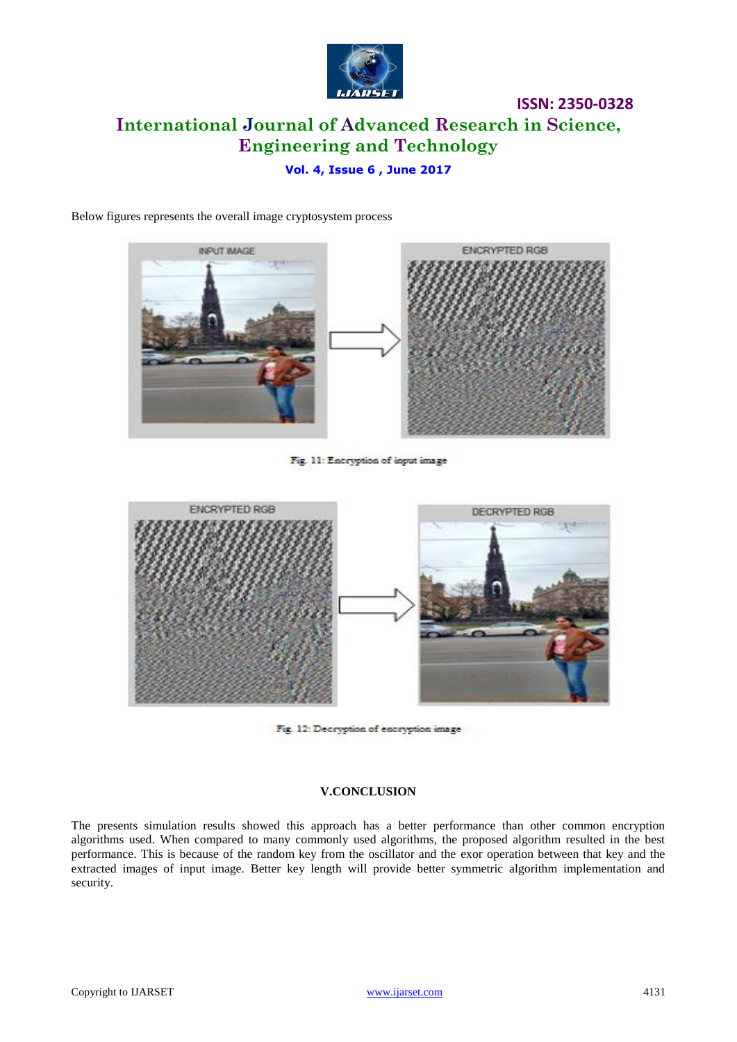Below figures represents the overall image cryptosystem process

Fig. 11: Encryption of input image

Fig. 12: Decryption of encryption image

## V.CONCLUSION

The presents simulation results showed this approach has a better performance than other common encryption algorithms used. When compared to many commonly used algorithms, the proposed algorithm resulted in the best performance. This is because of the random key from the oscillator and the exor operation between that key and the extracted images of input image. Better key length will provide better symmetric algorithm implementation and security.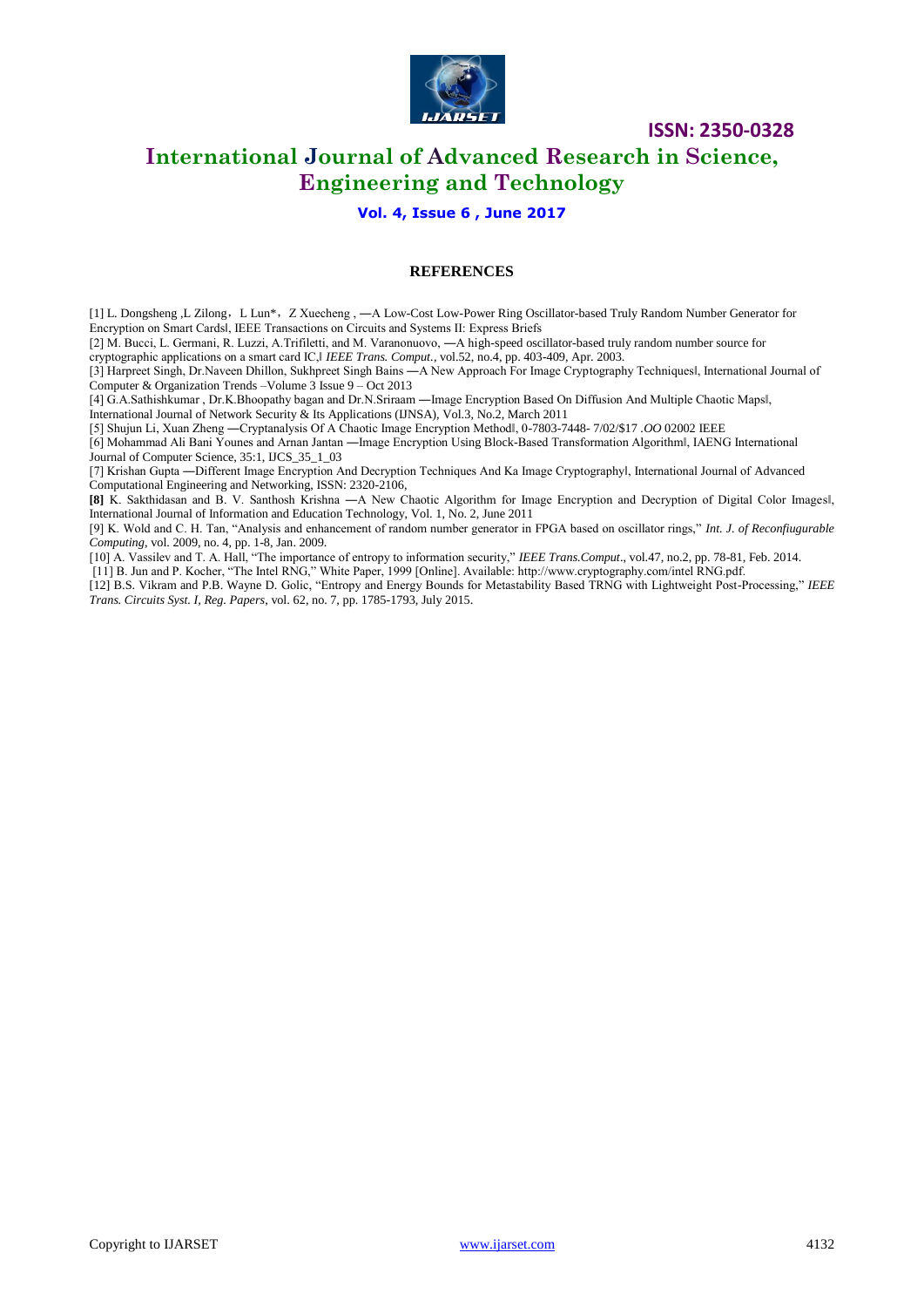## REFERENCES

[1] L. Dongsheng ,L Zilong，L Lun*，Z Xuecheng , ―A Low-Cost Low-Power Ring Oscillator-based Truly Random Number Generator for Encryption on Smart Cards‖, IEEE Transactions on Circuits and Systems II: Express Briefs

[2] M. Bucci, L. Germani, R. Luzzi, A.Trifiletti, and M. Varanonuovo, ―A high-speed oscillator-based truly random number source for cryptographic applications on a smart card IC,‖ *IEEE Trans. Comput.*, vol.52, no.4, pp. 403-409, Apr. 2003.

[3] Harpreet Singh, Dr.Naveen Dhillon, Sukhpreet Singh Bains ―A New Approach For Image Cryptography Techniques‖, International Journal of Computer & Organization Trends –Volume 3 Issue 9 – Oct 2013

[4] G.A.Sathishkumar , Dr.K.Bhoopathy bagan and Dr.N.Sriraam ―Image Encryption Based On Diffusion And Multiple Chaotic Maps‖, International Journal of Network Security & Its Applications (IJNSA), Vol.3, No.2, March 2011

[5] Shujun Li, Xuan Zheng ―Cryptanalysis Of A Chaotic Image Encryption Method‖, 0-7803-7448- 7/02/$17 *.OO* 02002 IEEE

[6] Mohammad Ali Bani Younes and Arnan Jantan ―Image Encryption Using Block-Based Transformation Algorithm‖, IAENG International Journal of Computer Science, 35:1, IJCS_35_1_03

[7] Krishan Gupta ―Different Image Encryption And Decryption Techniques And Ka Image Cryptography‖, International Journal of Advanced Computational Engineering and Networking, ISSN: 2320-2106,

**[8]** K. Sakthidasan and B. V. Santhosh Krishna ―A New Chaotic Algorithm for Image Encryption and Decryption of Digital Color Images‖, International Journal of Information and Education Technology, Vol. 1, No. 2, June 2011

[9] K. Wold and C. H. Tan, "Analysis and enhancement of random number generator in FPGA based on oscillator rings," *Int. J. of Reconfiugurable Computing*, vol. 2009, no. 4, pp. 1-8, Jan. 2009.

[10] A. Vassilev and T. A. Hall, "The importance of entropy to information security," *IEEE Trans.Comput*., vol.47, no.2, pp. 78-81, Feb. 2014.

[11] B. Jun and P. Kocher, "The Intel RNG," White Paper, 1999 [Online]. Available: http://www.cryptography.com/intel RNG.pdf.

[12] B.S. Vikram and P.B. Wayne D. Golic, "Entropy and Energy Bounds for Metastability Based TRNG with Lightweight Post-Processing," *IEEE Trans. Circuits Syst. I, Reg. Papers*, vol. 62, no. 7, pp. 1785-1793, July 2015.